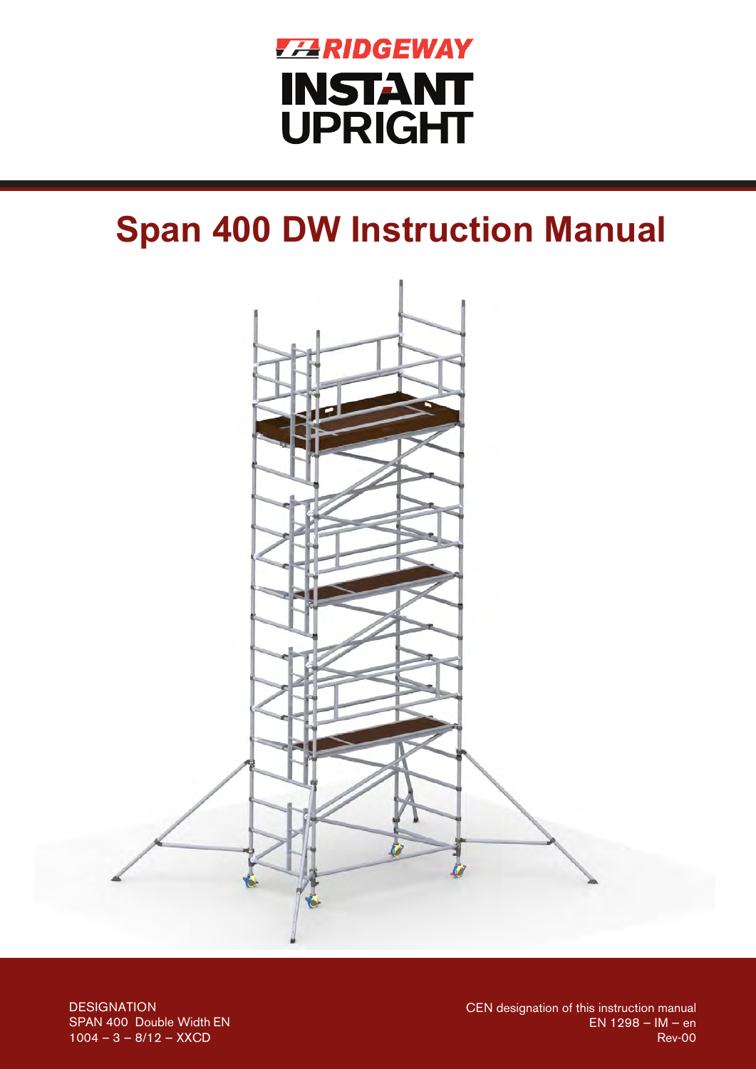RIDGEWAY

INSTANT UPRIGHT

# Span 400 DW Instruction Manual

DESIGNATION
SPAN 400 Double Width EN
1004 – 3 – 8/12 – XXCD

CEN designation of this instruction manual
EN 1298 – IM – en
Rev-00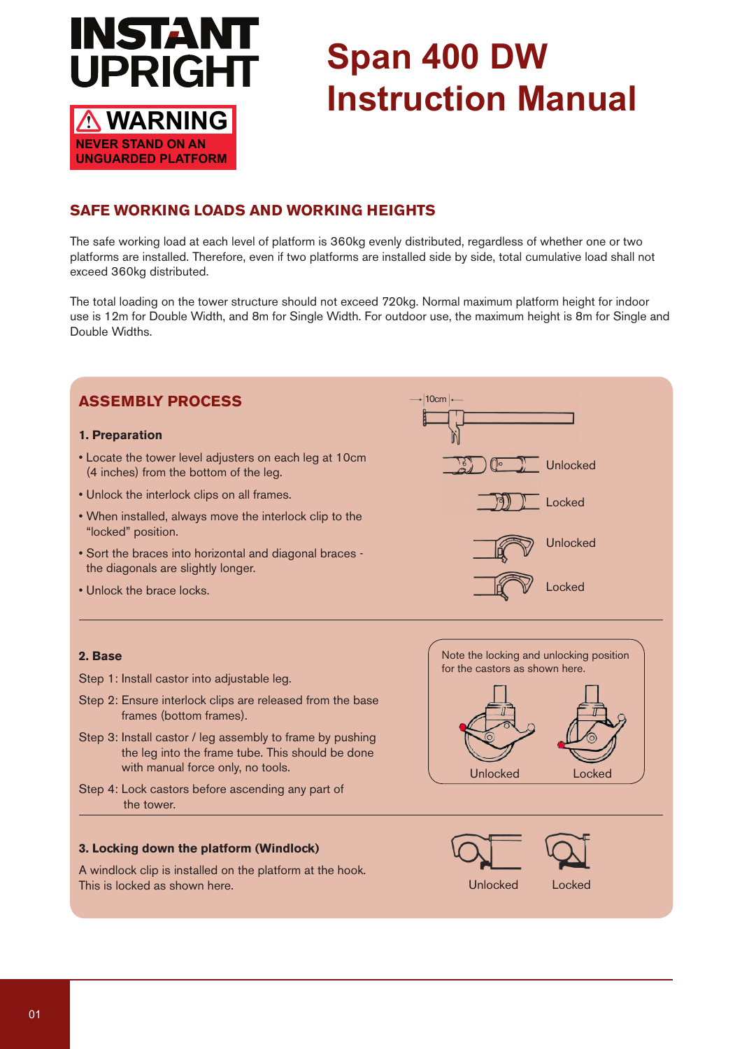# INSTANT UPRIGHT

**⚠ WARNING**
**NEVER STAND ON AN UNGUARDED PLATFORM**

# Span 400 DW Instruction Manual

## SAFE WORKING LOADS AND WORKING HEIGHTS

The safe working load at each level of platform is 360kg evenly distributed, regardless of whether one or two platforms are installed. Therefore, even if two platforms are installed side by side, total cumulative load shall not exceed 360kg distributed.

The total loading on the tower structure should not exceed 720kg. Normal maximum platform height for indoor use is 12m for Double Width, and 8m for Single Width. For outdoor use, the maximum height is 8m for Single and Double Widths.

## ASSEMBLY PROCESS

### 1. Preparation

- Locate the tower level adjusters on each leg at 10cm (4 inches) from the bottom of the leg.
- Unlock the interlock clips on all frames.
- When installed, always move the interlock clip to the "locked" position.
- Sort the braces into horizontal and diagonal braces - the diagonals are slightly longer.
- Unlock the brace locks.

10cm

Unlocked

Locked

Unlocked

Locked

### 2. Base

Step 1: Install castor into adjustable leg.

Step 2: Ensure interlock clips are released from the base frames (bottom frames).

Step 3: Install castor / leg assembly to frame by pushing the leg into the frame tube. This should be done with manual force only, no tools.

Step 4: Lock castors before ascending any part of the tower.

Note the locking and unlocking position for the castors as shown here.

Unlocked Locked

### 3. Locking down the platform (Windlock)

A windlock clip is installed on the platform at the hook. This is locked as shown here.

Unlocked Locked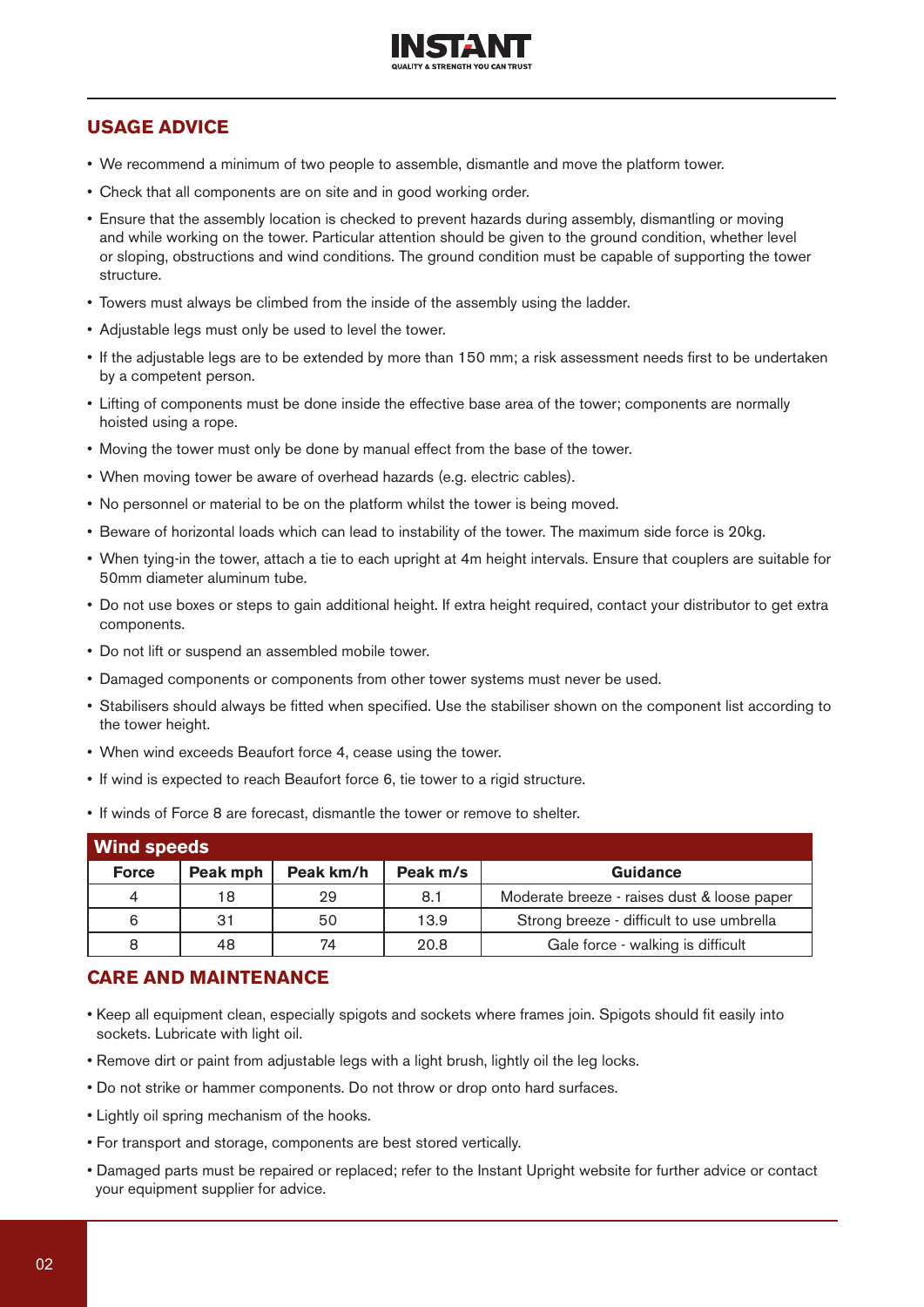## USAGE ADVICE

- We recommend a minimum of two people to assemble, dismantle and move the platform tower.
- Check that all components are on site and in good working order.
- Ensure that the assembly location is checked to prevent hazards during assembly, dismantling or moving and while working on the tower. Particular attention should be given to the ground condition, whether level or sloping, obstructions and wind conditions. The ground condition must be capable of supporting the tower structure.
- Towers must always be climbed from the inside of the assembly using the ladder.
- Adjustable legs must only be used to level the tower.
- If the adjustable legs are to be extended by more than 150 mm; a risk assessment needs first to be undertaken by a competent person.
- Lifting of components must be done inside the effective base area of the tower; components are normally hoisted using a rope.
- Moving the tower must only be done by manual effect from the base of the tower.
- When moving tower be aware of overhead hazards (e.g. electric cables).
- No personnel or material to be on the platform whilst the tower is being moved.
- Beware of horizontal loads which can lead to instability of the tower. The maximum side force is 20kg.
- When tying-in the tower, attach a tie to each upright at 4m height intervals. Ensure that couplers are suitable for 50mm diameter aluminum tube.
- Do not use boxes or steps to gain additional height. If extra height required, contact your distributor to get extra components.
- Do not lift or suspend an assembled mobile tower.
- Damaged components or components from other tower systems must never be used.
- Stabilisers should always be fitted when specified. Use the stabiliser shown on the component list according to the tower height.
- When wind exceeds Beaufort force 4, cease using the tower.
- If wind is expected to reach Beaufort force 6, tie tower to a rigid structure.
- If winds of Force 8 are forecast, dismantle the tower or remove to shelter.

**Wind speeds**

| Force | Peak mph | Peak km/h | Peak m/s | Guidance |
|---|---|---|---|---|
| 4 | 18 | 29 | 8.1 | Moderate breeze - raises dust & loose paper |
| 6 | 31 | 50 | 13.9 | Strong breeze - difficult to use umbrella |
| 8 | 48 | 74 | 20.8 | Gale force - walking is difficult |

## CARE AND MAINTENANCE

- Keep all equipment clean, especially spigots and sockets where frames join. Spigots should fit easily into sockets. Lubricate with light oil.
- Remove dirt or paint from adjustable legs with a light brush, lightly oil the leg locks.
- Do not strike or hammer components. Do not throw or drop onto hard surfaces.
- Lightly oil spring mechanism of the hooks.
- For transport and storage, components are best stored vertically.
- Damaged parts must be repaired or replaced; refer to the Instant Upright website for further advice or contact your equipment supplier for advice.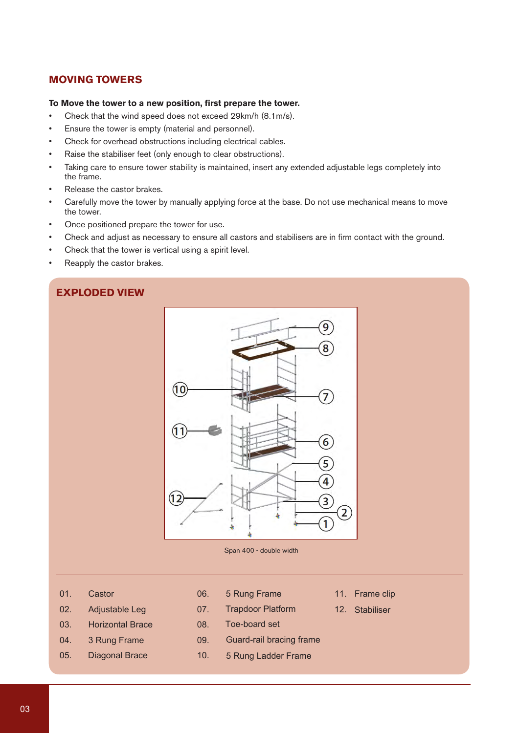## MOVING TOWERS

**To Move the tower to a new position, first prepare the tower.**

- Check that the wind speed does not exceed 29km/h (8.1m/s).
- Ensure the tower is empty (material and personnel).
- Check for overhead obstructions including electrical cables.
- Raise the stabiliser feet (only enough to clear obstructions).
- Taking care to ensure tower stability is maintained, insert any extended adjustable legs completely into the frame.
- Release the castor brakes.
- Carefully move the tower by manually applying force at the base. Do not use mechanical means to move the tower.
- Once positioned prepare the tower for use.
- Check and adjust as necessary to ensure all castors and stabilisers are in firm contact with the ground.
- Check that the tower is vertical using a spirit level.
- Reapply the castor brakes.

## EXPLODED VIEW

Span 400 - double width

| | | | | | |
|---|---|---|---|---|---|
| 01. | Castor | 06. | 5 Rung Frame | 11. | Frame clip |
| 02. | Adjustable Leg | 07. | Trapdoor Platform | 12. | Stabiliser |
| 03. | Horizontal Brace | 08. | Toe-board set | | |
| 04. | 3 Rung Frame | 09. | Guard-rail bracing frame | | |
| 05. | Diagonal Brace | 10. | 5 Rung Ladder Frame | | |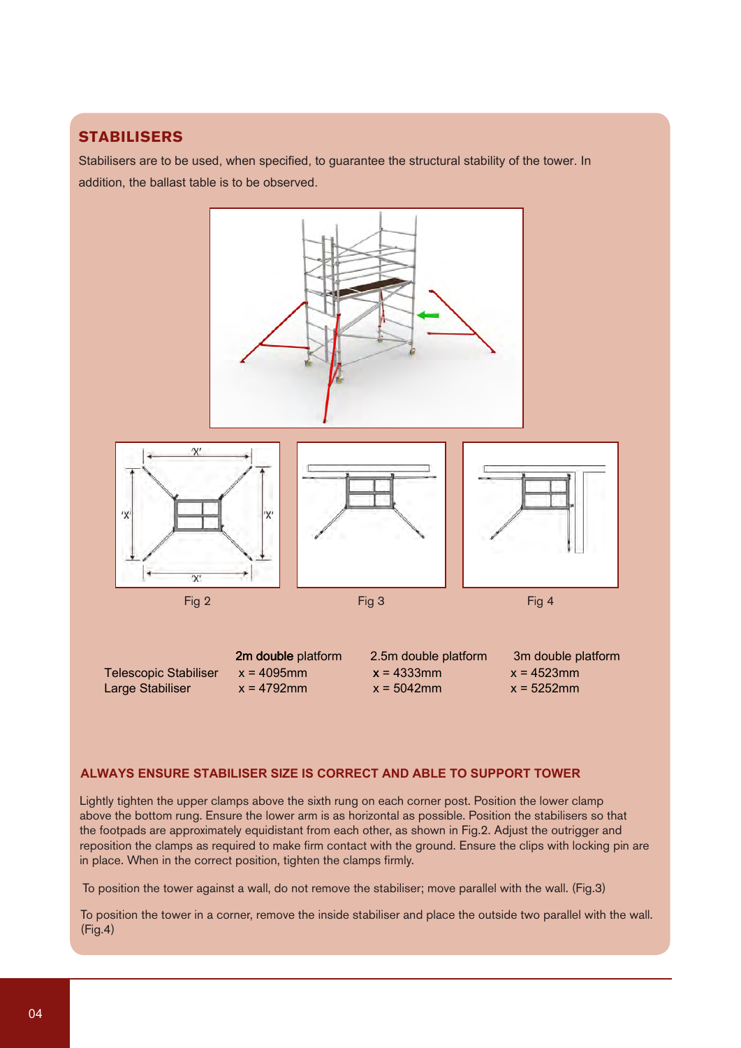## STABILISERS

Stabilisers are to be used, when specified, to guarantee the structural stability of the tower. In addition, the ballast table is to be observed.

Fig 2

Fig 3

Fig 4

| | 2m double platform | 2.5m double platform | 3m double platform |
|---|---|---|---|
| Telescopic Stabiliser | x = 4095mm | x = 4333mm | x = 4523mm |
| Large Stabiliser | x = 4792mm | x = 5042mm | x = 5252mm |

### ALWAYS ENSURE STABILISER SIZE IS CORRECT AND ABLE TO SUPPORT TOWER

Lightly tighten the upper clamps above the sixth rung on each corner post. Position the lower clamp above the bottom rung. Ensure the lower arm is as horizontal as possible. Position the stabilisers so that the footpads are approximately equidistant from each other, as shown in Fig.2. Adjust the outrigger and reposition the clamps as required to make firm contact with the ground. Ensure the clips with locking pin are in place. When in the correct position, tighten the clamps firmly.

To position the tower against a wall, do not remove the stabiliser; move parallel with the wall. (Fig.3)

To position the tower in a corner, remove the inside stabiliser and place the outside two parallel with the wall. (Fig.4)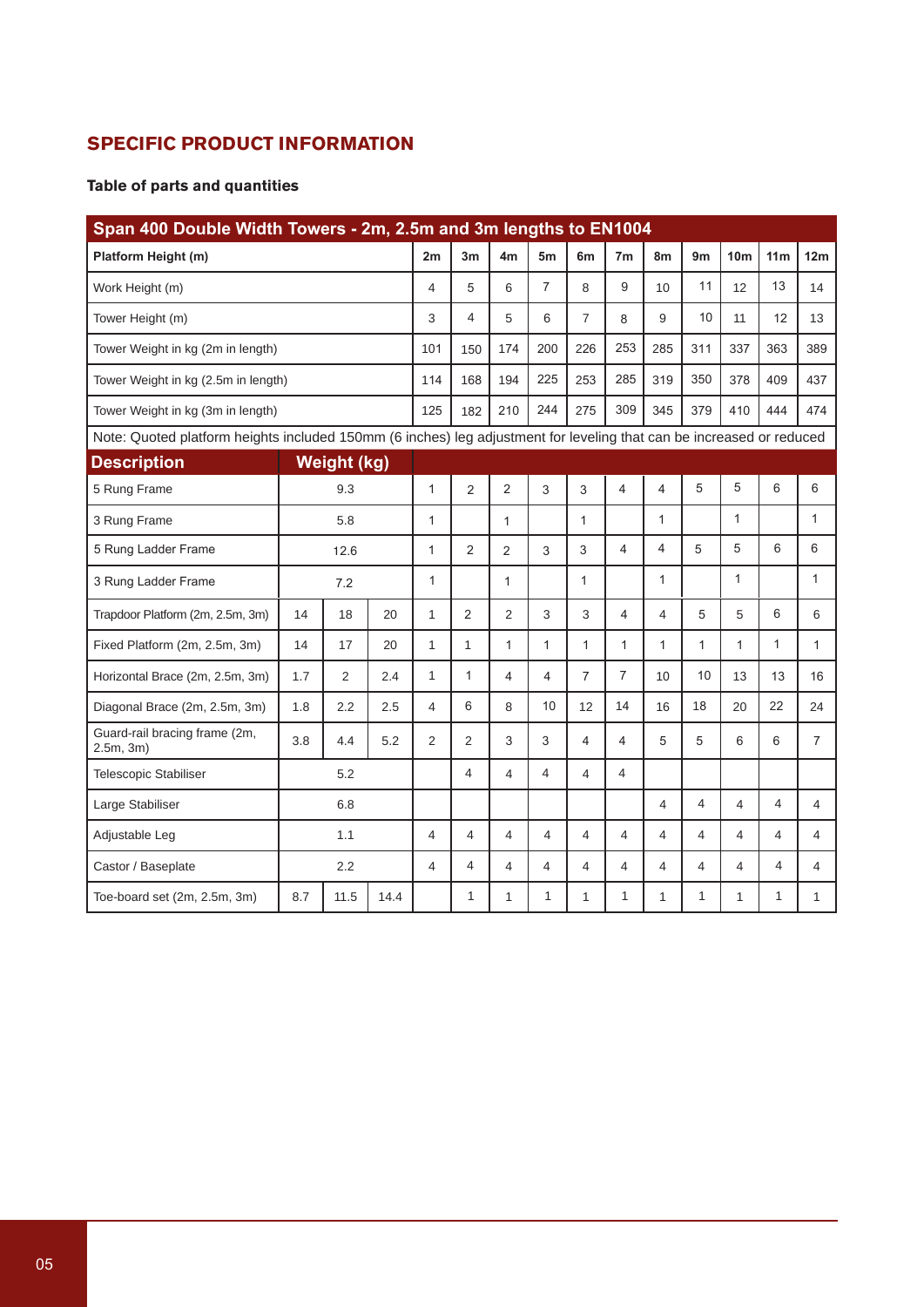## SPECIFIC PRODUCT INFORMATION

### Table of parts and quantities

| Span 400 Double Width Towers - 2m, 2.5m and 3m lengths to EN1004 | | | | | | | | | | | | | | |
|---|---|---|---|---|---|---|---|---|---|---|---|---|---|---|
| **Platform Height (m)** | | | **2m** | **3m** | **4m** | **5m** | **6m** | **7m** | **8m** | **9m** | **10m** | **11m** | **12m** |
| Work Height (m) | | | 4 | 5 | 6 | 7 | 8 | 9 | 10 | 11 | 12 | 13 | 14 |
| Tower Height (m) | | | 3 | 4 | 5 | 6 | 7 | 8 | 9 | 10 | 11 | 12 | 13 |
| Tower Weight in kg (2m in length) | | | 101 | 150 | 174 | 200 | 226 | 253 | 285 | 311 | 337 | 363 | 389 |
| Tower Weight in kg (2.5m in length) | | | 114 | 168 | 194 | 225 | 253 | 285 | 319 | 350 | 378 | 409 | 437 |
| Tower Weight in kg (3m in length) | | | 125 | 182 | 210 | 244 | 275 | 309 | 345 | 379 | 410 | 444 | 474 |
| Note: Quoted platform heights included 150mm (6 inches) leg adjustment for leveling that can be increased or reduced | | | | | | | | | | | | | | |
| **Description** | **Weight (kg)** | | | | | | | | | | | | | |
| 5 Rung Frame | 9.3 | | | 1 | 2 | 2 | 3 | 3 | 4 | 4 | 5 | 5 | 6 | 6 |
| 3 Rung Frame | 5.8 | | | 1 | | 1 | | 1 | | 1 | | 1 | | 1 |
| 5 Rung Ladder Frame | 12.6 | | | 1 | 2 | 2 | 3 | 3 | 4 | 4 | 5 | 5 | 6 | 6 |
| 3 Rung Ladder Frame | 7.2 | | | 1 | | 1 | | 1 | | 1 | | 1 | | 1 |
| Trapdoor Platform (2m, 2.5m, 3m) | 14 | 18 | 20 | 1 | 2 | 2 | 3 | 3 | 4 | 4 | 5 | 5 | 6 | 6 |
| Fixed Platform (2m, 2.5m, 3m) | 14 | 17 | 20 | 1 | 1 | 1 | 1 | 1 | 1 | 1 | 1 | 1 | 1 | 1 |
| Horizontal Brace (2m, 2.5m, 3m) | 1.7 | 2 | 2.4 | 1 | 1 | 4 | 4 | 7 | 7 | 10 | 10 | 13 | 13 | 16 |
| Diagonal Brace (2m, 2.5m, 3m) | 1.8 | 2.2 | 2.5 | 4 | 6 | 8 | 10 | 12 | 14 | 16 | 18 | 20 | 22 | 24 |
| Guard-rail bracing frame (2m, 2.5m, 3m) | 3.8 | 4.4 | 5.2 | 2 | 2 | 3 | 3 | 4 | 4 | 5 | 5 | 6 | 6 | 7 |
| Telescopic Stabiliser | 5.2 | | | | 4 | 4 | 4 | 4 | 4 | | | | | |
| Large Stabiliser | 6.8 | | | | | | | | | 4 | 4 | 4 | 4 | 4 |
| Adjustable Leg | 1.1 | | | 4 | 4 | 4 | 4 | 4 | 4 | 4 | 4 | 4 | 4 | 4 |
| Castor / Baseplate | 2.2 | | | 4 | 4 | 4 | 4 | 4 | 4 | 4 | 4 | 4 | 4 | 4 |
| Toe-board set (2m, 2.5m, 3m) | 8.7 | 11.5 | 14.4 | | 1 | 1 | 1 | 1 | 1 | 1 | 1 | 1 | 1 | 1 |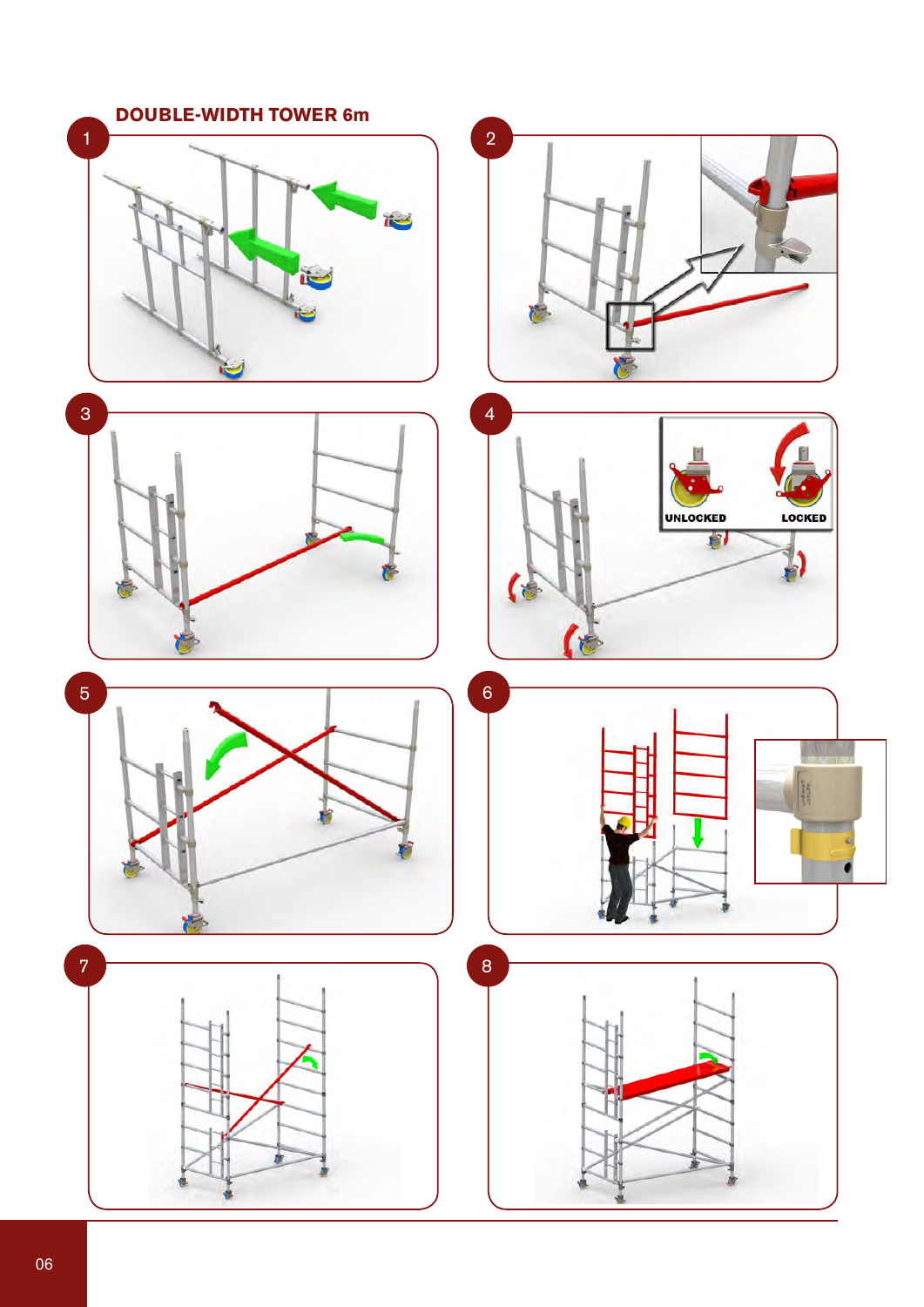## DOUBLE-WIDTH TOWER 6m

1

2

3

4

UNLOCKED

LOCKED

5

6

7

8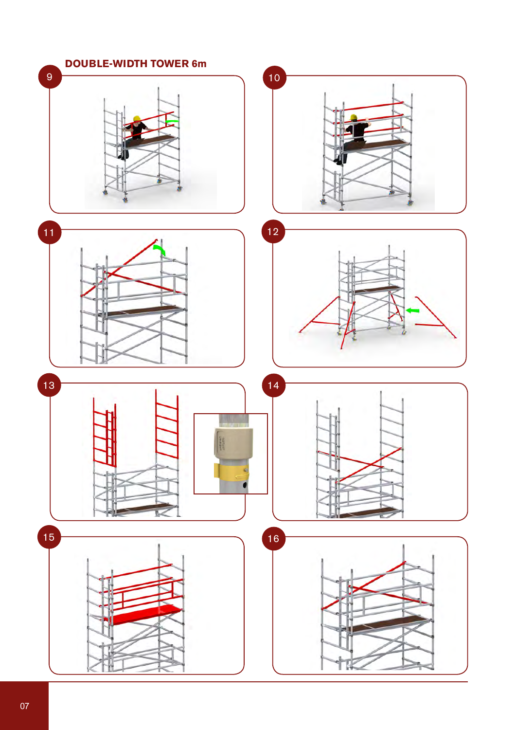## DOUBLE-WIDTH TOWER 6m

9

10

11

12

13

14

15

16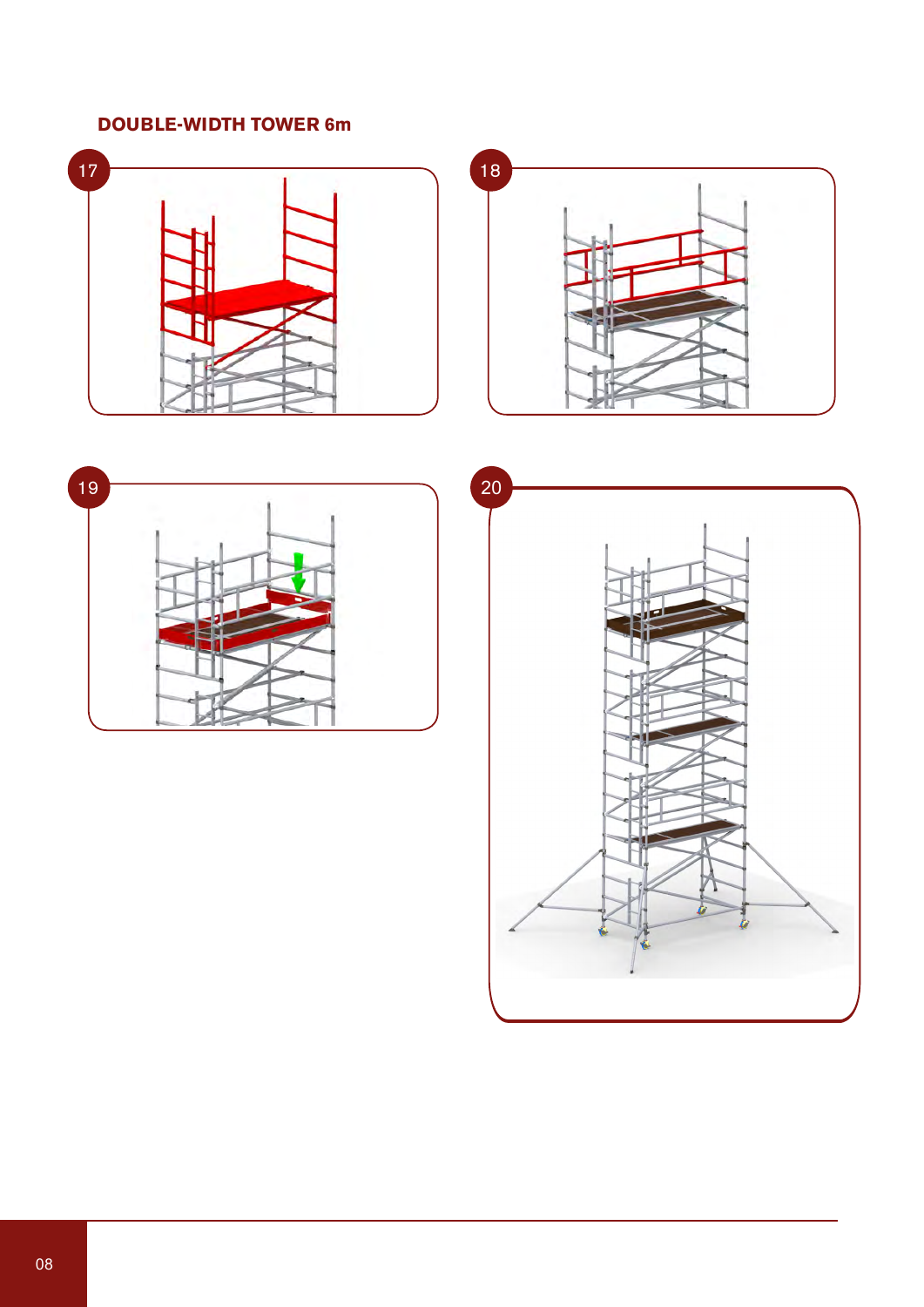## DOUBLE-WIDTH TOWER 6m

17

18

19

20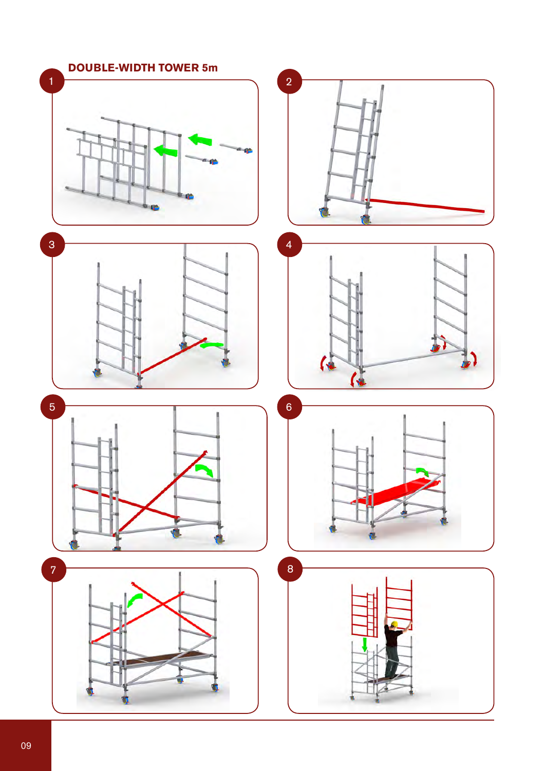## DOUBLE-WIDTH TOWER 5m

1

2

3

4

5

6

7

8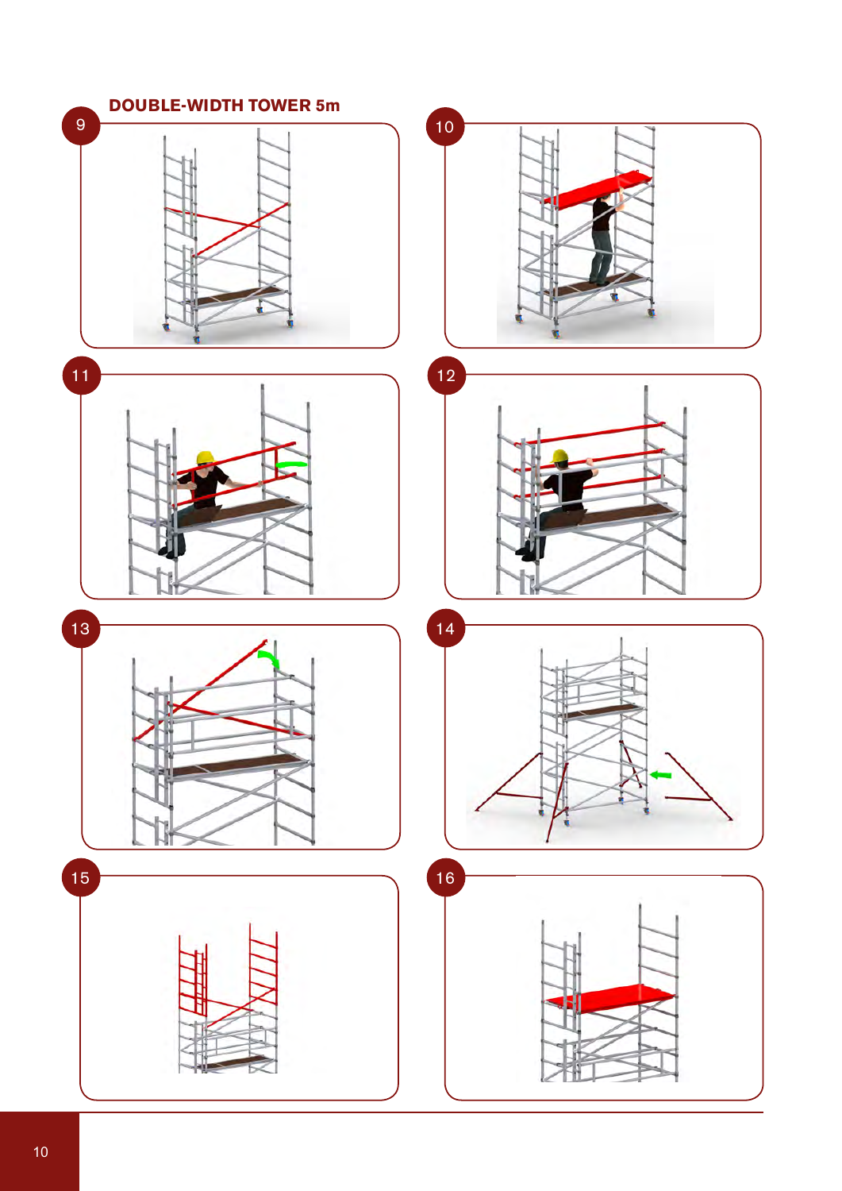## DOUBLE-WIDTH TOWER 5m

9

10

11

12

13

14

15

16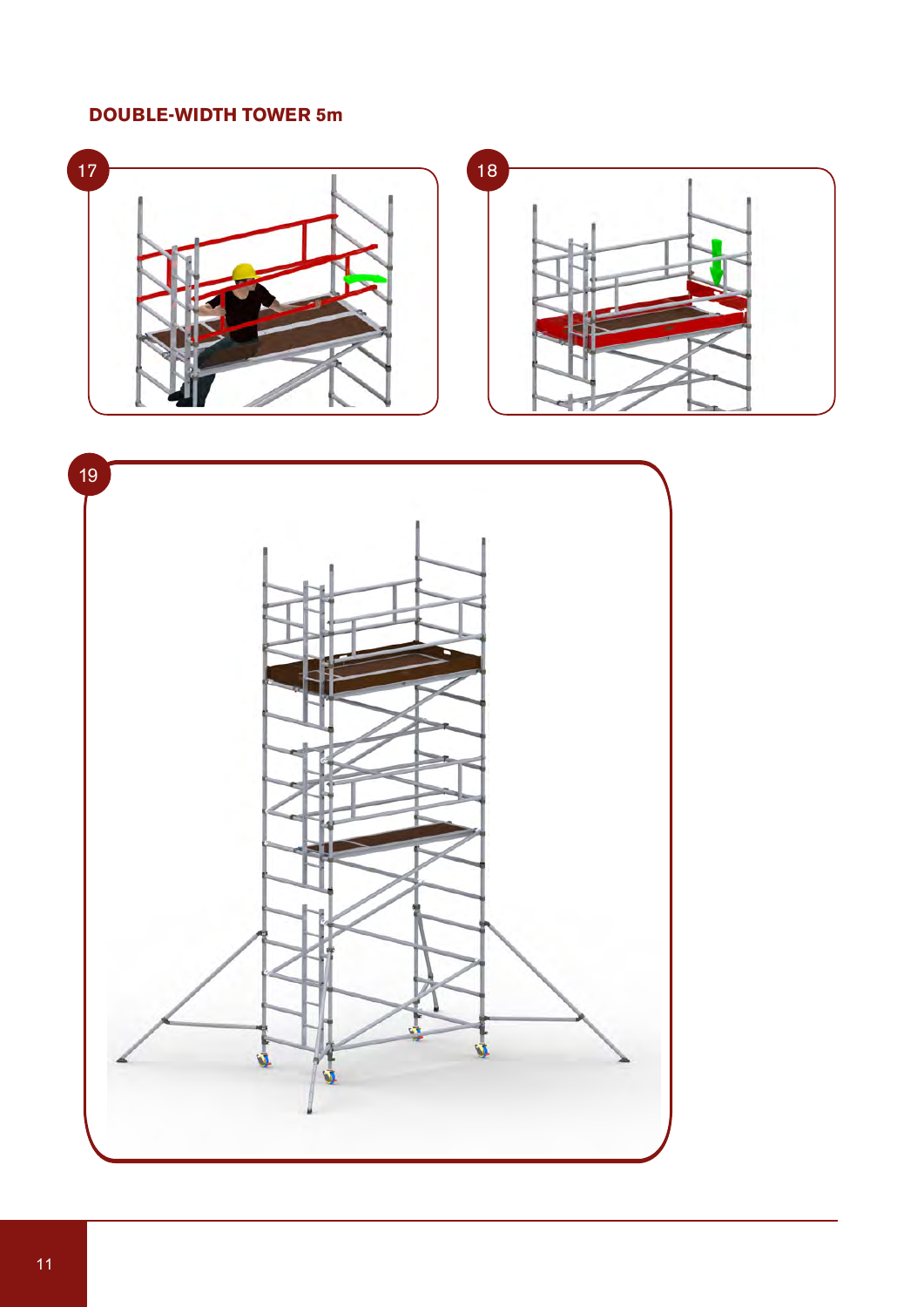## DOUBLE-WIDTH TOWER 5m

17

18

19